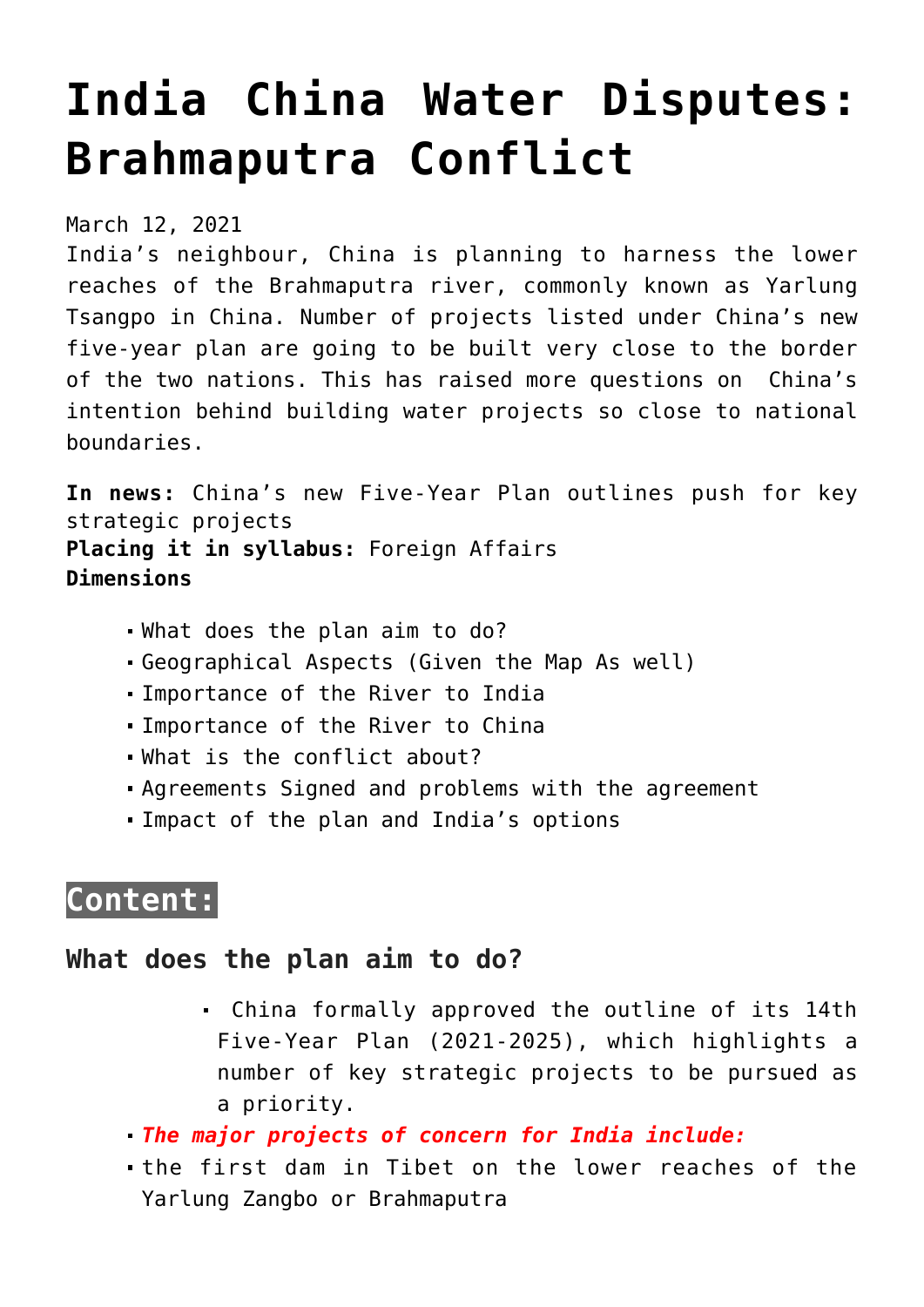# India China Water Disputes: Brahmaputra Conflict

March 12, 2021

India's neighbour, China is planning to harness the lower reaches of the Brahmaputra river, commonly known as Yarlung Tsangpo in China. Number of projects listed under China's new five-year plan are going to be built very close to the border of the two nations. This has raised more questions on China's intention behind building water projects so close to national boundaries.

**In news:** China's new Five-Year Plan outlines push for key strategic projects
**Placing it in syllabus:** Foreign Affairs
**Dimensions**

- What does the plan aim to do?
- Geographical Aspects (Given the Map As well)
- Importance of the River to India
- Importance of the River to China
- What is the conflict about?
- Agreements Signed and problems with the agreement
- Impact of the plan and India's options

## Content:

### What does the plan aim to do?

- China formally approved the outline of its 14th Five-Year Plan (2021-2025), which highlights a number of key strategic projects to be pursued as a priority.

- ***The major projects of concern for India include:***
- the first dam in Tibet on the lower reaches of the Yarlung Zangbo or Brahmaputra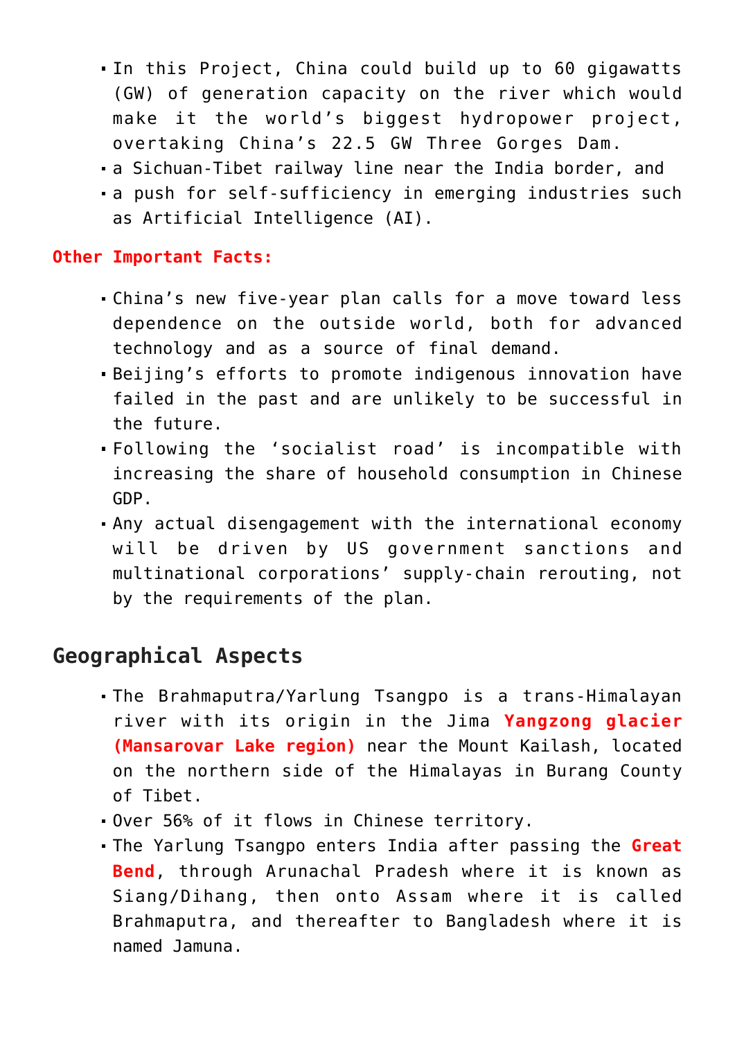- In this Project, China could build up to 60 gigawatts (GW) of generation capacity on the river which would make it the world's biggest hydropower project, overtaking China's 22.5 GW Three Gorges Dam.
- a Sichuan-Tibet railway line near the India border, and
- a push for self-sufficiency in emerging industries such as Artificial Intelligence (AI).

**Other Important Facts:**

- China's new five-year plan calls for a move toward less dependence on the outside world, both for advanced technology and as a source of final demand.
- Beijing's efforts to promote indigenous innovation have failed in the past and are unlikely to be successful in the future.
- Following the 'socialist road' is incompatible with increasing the share of household consumption in Chinese GDP.
- Any actual disengagement with the international economy will be driven by US government sanctions and multinational corporations' supply-chain rerouting, not by the requirements of the plan.

## Geographical Aspects

- The Brahmaputra/Yarlung Tsangpo is a trans-Himalayan river with its origin in the Jima **Yangzong glacier (Mansarovar Lake region)** near the Mount Kailash, located on the northern side of the Himalayas in Burang County of Tibet.
- Over 56% of it flows in Chinese territory.
- The Yarlung Tsangpo enters India after passing the **Great Bend**, through Arunachal Pradesh where it is known as Siang/Dihang, then onto Assam where it is called Brahmaputra, and thereafter to Bangladesh where it is named Jamuna.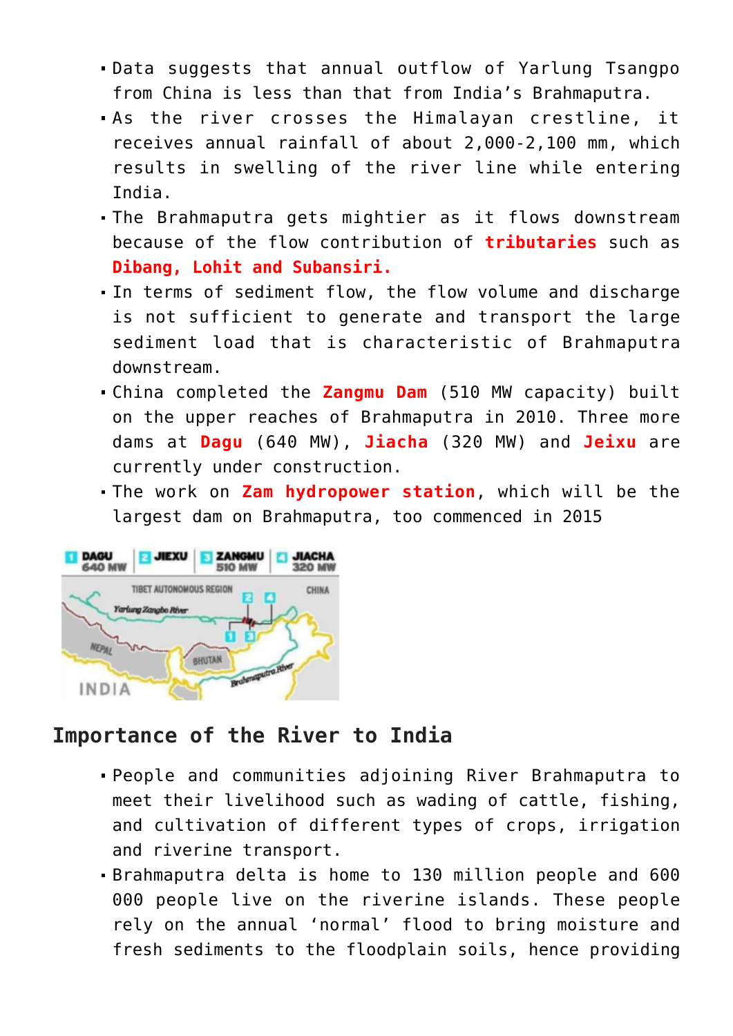- Data suggests that annual outflow of Yarlung Tsangpo from China is less than that from India's Brahmaputra.
- As the river crosses the Himalayan crestline, it receives annual rainfall of about 2,000-2,100 mm, which results in swelling of the river line while entering India.
- The Brahmaputra gets mightier as it flows downstream because of the flow contribution of **tributaries** such as **Dibang, Lohit and Subansiri.**
- In terms of sediment flow, the flow volume and discharge is not sufficient to generate and transport the large sediment load that is characteristic of Brahmaputra downstream.
- China completed the **Zangmu Dam** (510 MW capacity) built on the upper reaches of Brahmaputra in 2010. Three more dams at **Dagu** (640 MW), **Jiacha** (320 MW) and **Jeixu** are currently under construction.
- The work on **Zam hydropower station**, which will be the largest dam on Brahmaputra, too commenced in 2015

## Importance of the River to India

- People and communities adjoining River Brahmaputra to meet their livelihood such as wading of cattle, fishing, and cultivation of different types of crops, irrigation and riverine transport.
- Brahmaputra delta is home to 130 million people and 600 000 people live on the riverine islands. These people rely on the annual 'normal' flood to bring moisture and fresh sediments to the floodplain soils, hence providing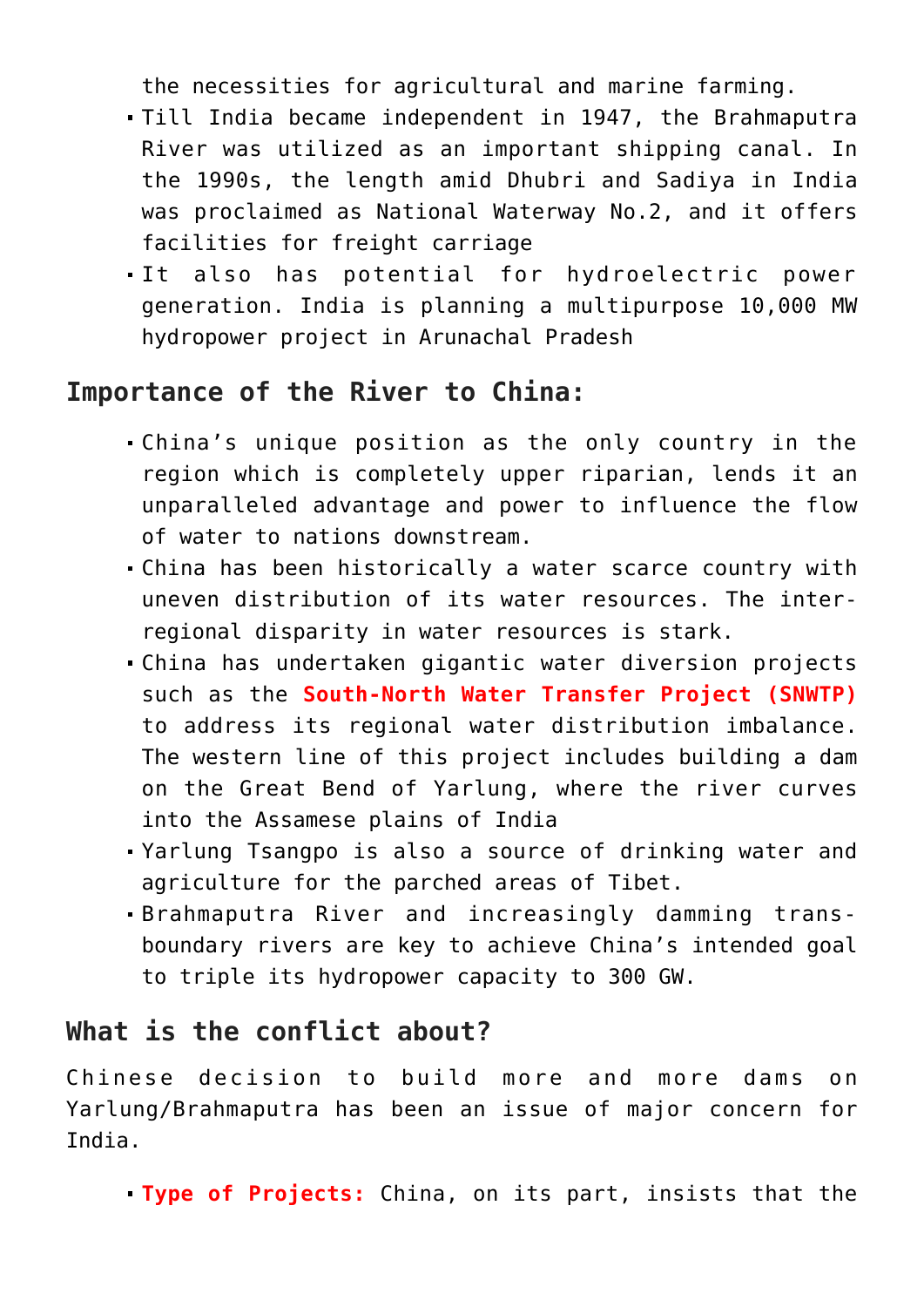the necessities for agricultural and marine farming.

- Till India became independent in 1947, the Brahmaputra River was utilized as an important shipping canal. In the 1990s, the length amid Dhubri and Sadiya in India was proclaimed as National Waterway No.2, and it offers facilities for freight carriage
- It also has potential for hydroelectric power generation. India is planning a multipurpose 10,000 MW hydropower project in Arunachal Pradesh

## Importance of the River to China:

- China's unique position as the only country in the region which is completely upper riparian, lends it an unparalleled advantage and power to influence the flow of water to nations downstream.
- China has been historically a water scarce country with uneven distribution of its water resources. The inter-regional disparity in water resources is stark.
- China has undertaken gigantic water diversion projects such as the **South-North Water Transfer Project (SNWTP)** to address its regional water distribution imbalance. The western line of this project includes building a dam on the Great Bend of Yarlung, where the river curves into the Assamese plains of India
- Yarlung Tsangpo is also a source of drinking water and agriculture for the parched areas of Tibet.
- Brahmaputra River and increasingly damming trans-boundary rivers are key to achieve China's intended goal to triple its hydropower capacity to 300 GW.

## What is the conflict about?

Chinese decision to build more and more dams on Yarlung/Brahmaputra has been an issue of major concern for India.

- **Type of Projects:** China, on its part, insists that the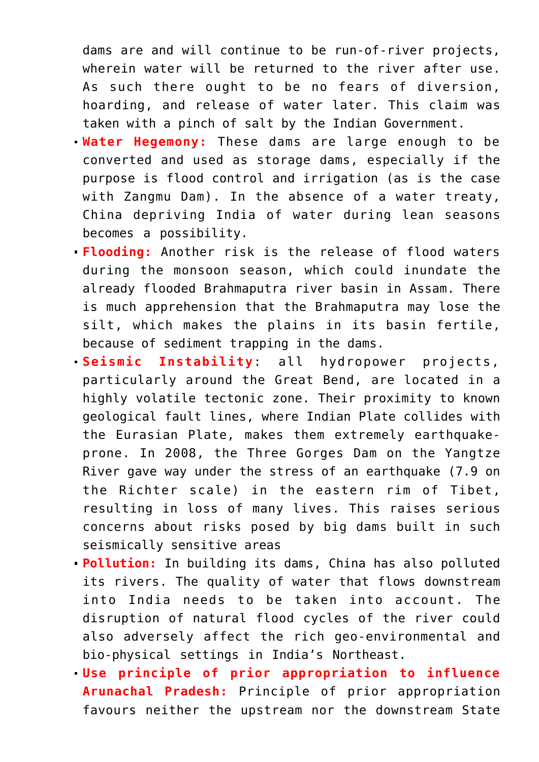dams are and will continue to be run-of-river projects, wherein water will be returned to the river after use. As such there ought to be no fears of diversion, hoarding, and release of water later. This claim was taken with a pinch of salt by the Indian Government.

- **Water Hegemony:** These dams are large enough to be converted and used as storage dams, especially if the purpose is flood control and irrigation (as is the case with Zangmu Dam). In the absence of a water treaty, China depriving India of water during lean seasons becomes a possibility.
- **Flooding:** Another risk is the release of flood waters during the monsoon season, which could inundate the already flooded Brahmaputra river basin in Assam. There is much apprehension that the Brahmaputra may lose the silt, which makes the plains in its basin fertile, because of sediment trapping in the dams.
- **Seismic Instability**: all hydropower projects, particularly around the Great Bend, are located in a highly volatile tectonic zone. Their proximity to known geological fault lines, where Indian Plate collides with the Eurasian Plate, makes them extremely earthquake-prone. In 2008, the Three Gorges Dam on the Yangtze River gave way under the stress of an earthquake (7.9 on the Richter scale) in the eastern rim of Tibet, resulting in loss of many lives. This raises serious concerns about risks posed by big dams built in such seismically sensitive areas
- **Pollution:** In building its dams, China has also polluted its rivers. The quality of water that flows downstream into India needs to be taken into account. The disruption of natural flood cycles of the river could also adversely affect the rich geo-environmental and bio-physical settings in India's Northeast.
- **Use principle of prior appropriation to influence Arunachal Pradesh:** Principle of prior appropriation favours neither the upstream nor the downstream State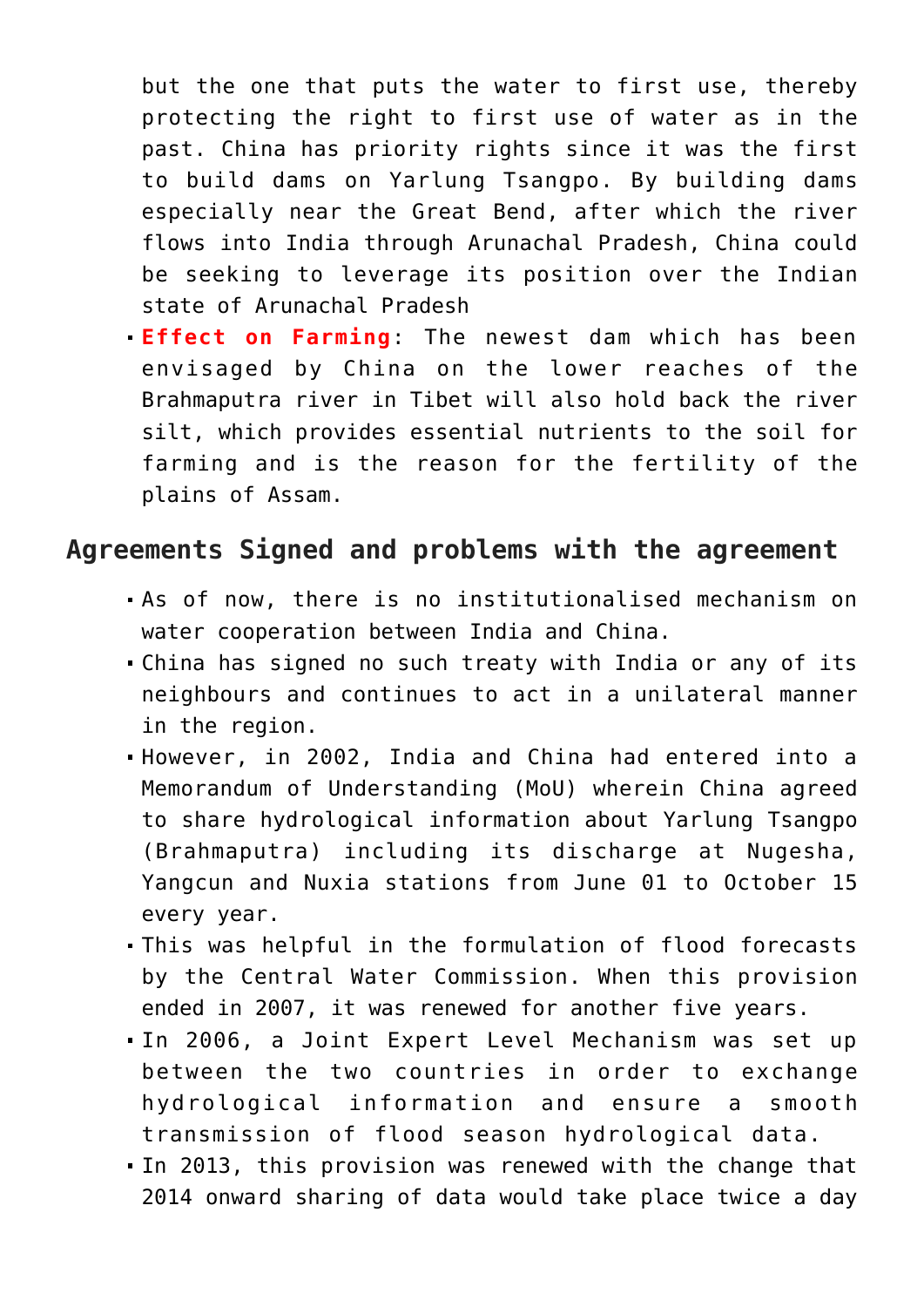but the one that puts the water to first use, thereby protecting the right to first use of water as in the past. China has priority rights since it was the first to build dams on Yarlung Tsangpo. By building dams especially near the Great Bend, after which the river flows into India through Arunachal Pradesh, China could be seeking to leverage its position over the Indian state of Arunachal Pradesh

- **Effect on Farming**: The newest dam which has been envisaged by China on the lower reaches of the Brahmaputra river in Tibet will also hold back the river silt, which provides essential nutrients to the soil for farming and is the reason for the fertility of the plains of Assam.

## Agreements Signed and problems with the agreement

- As of now, there is no institutionalised mechanism on water cooperation between India and China.
- China has signed no such treaty with India or any of its neighbours and continues to act in a unilateral manner in the region.
- However, in 2002, India and China had entered into a Memorandum of Understanding (MoU) wherein China agreed to share hydrological information about Yarlung Tsangpo (Brahmaputra) including its discharge at Nugesha, Yangcun and Nuxia stations from June 01 to October 15 every year.
- This was helpful in the formulation of flood forecasts by the Central Water Commission. When this provision ended in 2007, it was renewed for another five years.
- In 2006, a Joint Expert Level Mechanism was set up between the two countries in order to exchange hydrological information and ensure a smooth transmission of flood season hydrological data.
- In 2013, this provision was renewed with the change that 2014 onward sharing of data would take place twice a day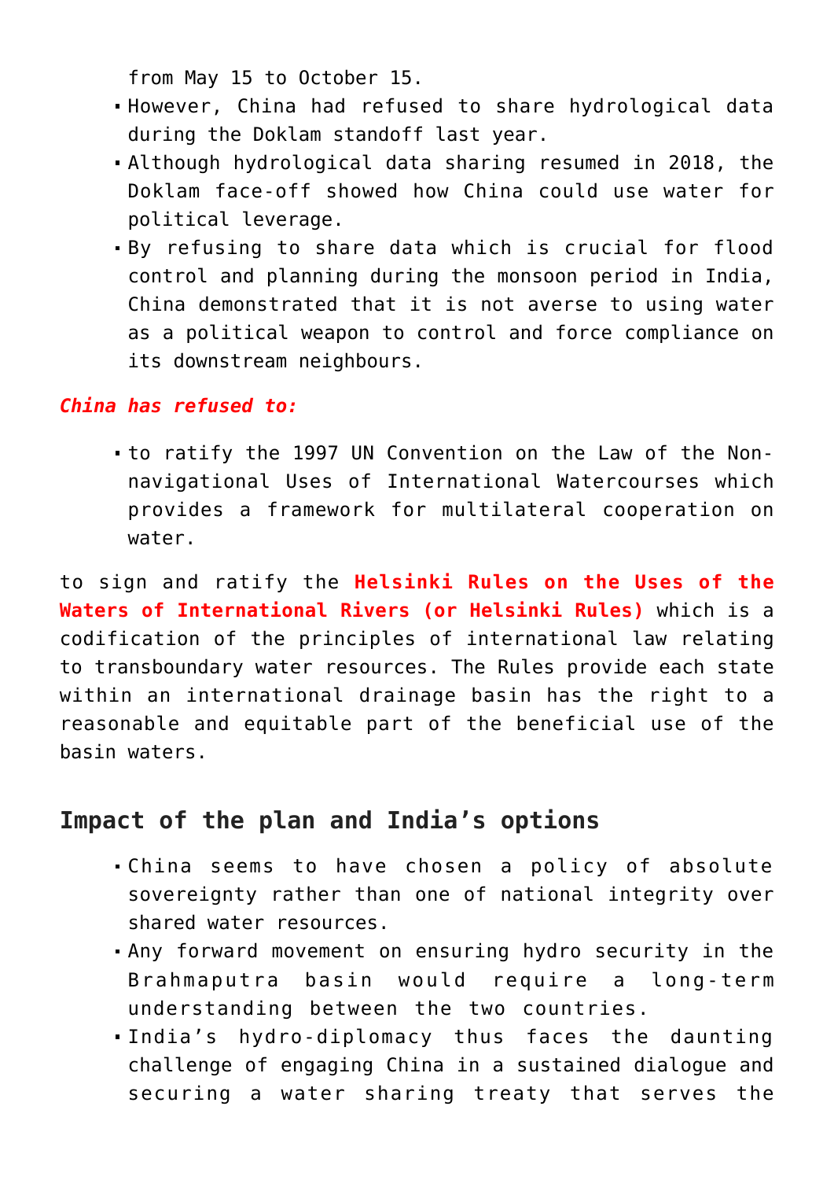from May 15 to October 15.

- However, China had refused to share hydrological data during the Doklam standoff last year.
- Although hydrological data sharing resumed in 2018, the Doklam face-off showed how China could use water for political leverage.
- By refusing to share data which is crucial for flood control and planning during the monsoon period in India, China demonstrated that it is not averse to using water as a political weapon to control and force compliance on its downstream neighbours.

***China has refused to:***

- to ratify the 1997 UN Convention on the Law of the Non-navigational Uses of International Watercourses which provides a framework for multilateral cooperation on water.

to sign and ratify the **Helsinki Rules on the Uses of the Waters of International Rivers (or Helsinki Rules)** which is a codification of the principles of international law relating to transboundary water resources. The Rules provide each state within an international drainage basin has the right to a reasonable and equitable part of the beneficial use of the basin waters.

## Impact of the plan and India's options

- China seems to have chosen a policy of absolute sovereignty rather than one of national integrity over shared water resources.
- Any forward movement on ensuring hydro security in the Brahmaputra basin would require a long-term understanding between the two countries.
- India's hydro-diplomacy thus faces the daunting challenge of engaging China in a sustained dialogue and securing a water sharing treaty that serves the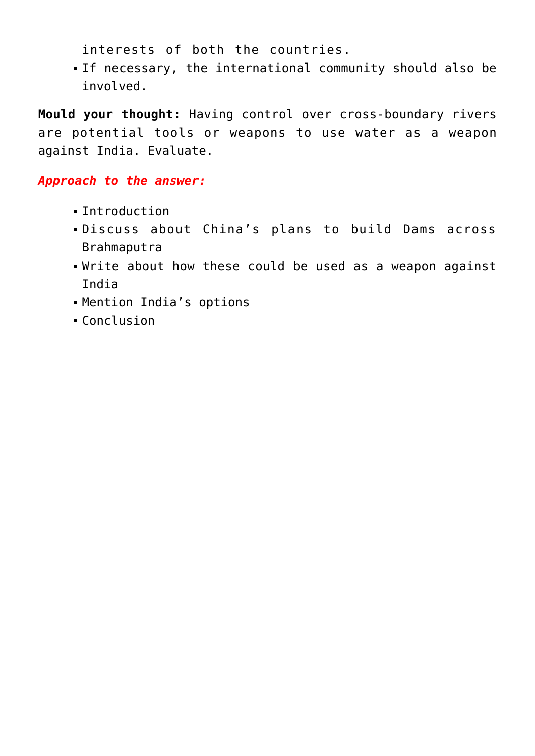interests of both the countries.
- If necessary, the international community should also be involved.

**Mould your thought:** Having control over cross-boundary rivers are potential tools or weapons to use water as a weapon against India. Evaluate.

***Approach to the answer:***

- Introduction
- Discuss about China's plans to build Dams across Brahmaputra
- Write about how these could be used as a weapon against India
- Mention India's options
- Conclusion